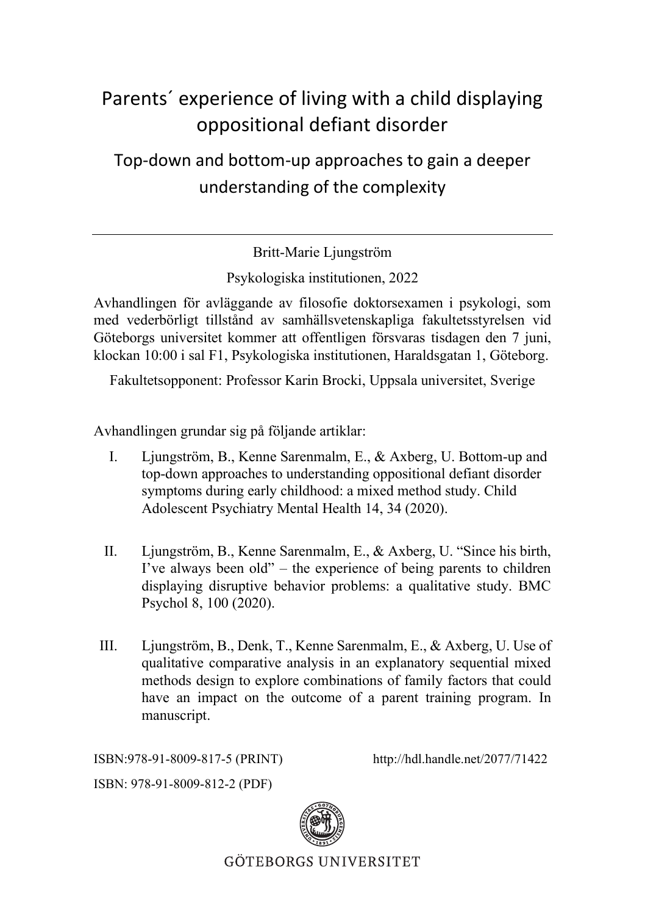# Parents´ experience of living with a child displaying oppositional defiant disorder

## Top-down and bottom-up approaches to gain a deeper understanding of the complexity

---

Britt-Marie Ljungström

Psykologiska institutionen, 2022

Avhandlingen för avläggande av filosofie doktorsexamen i psykologi, som med vederbörligt tillstånd av samhällsvetenskapliga fakultetsstyrelsen vid Göteborgs universitet kommer att offentligen försvaras tisdagen den 7 juni, klockan 10:00 i sal F1, Psykologiska institutionen, Haraldsgatan 1, Göteborg.

Fakultetsopponent: Professor Karin Brocki, Uppsala universitet, Sverige

Avhandlingen grundar sig på följande artiklar:

I. Ljungström, B., Kenne Sarenmalm, E., & Axberg, U. Bottom-up and top-down approaches to understanding oppositional defiant disorder symptoms during early childhood: a mixed method study. Child Adolescent Psychiatry Mental Health 14, 34 (2020).

II. Ljungström, B., Kenne Sarenmalm, E., & Axberg, U. "Since his birth, I've always been old" – the experience of being parents to children displaying disruptive behavior problems: a qualitative study. BMC Psychol 8, 100 (2020).

III. Ljungström, B., Denk, T., Kenne Sarenmalm, E., & Axberg, U. Use of qualitative comparative analysis in an explanatory sequential mixed methods design to explore combinations of family factors that could have an impact on the outcome of a parent training program. In manuscript.

ISBN:978-91-8009-817-5 (PRINT) http://hdl.handle.net/2077/71422

ISBN: 978-91-8009-812-2 (PDF)

GÖTEBORGS UNIVERSITET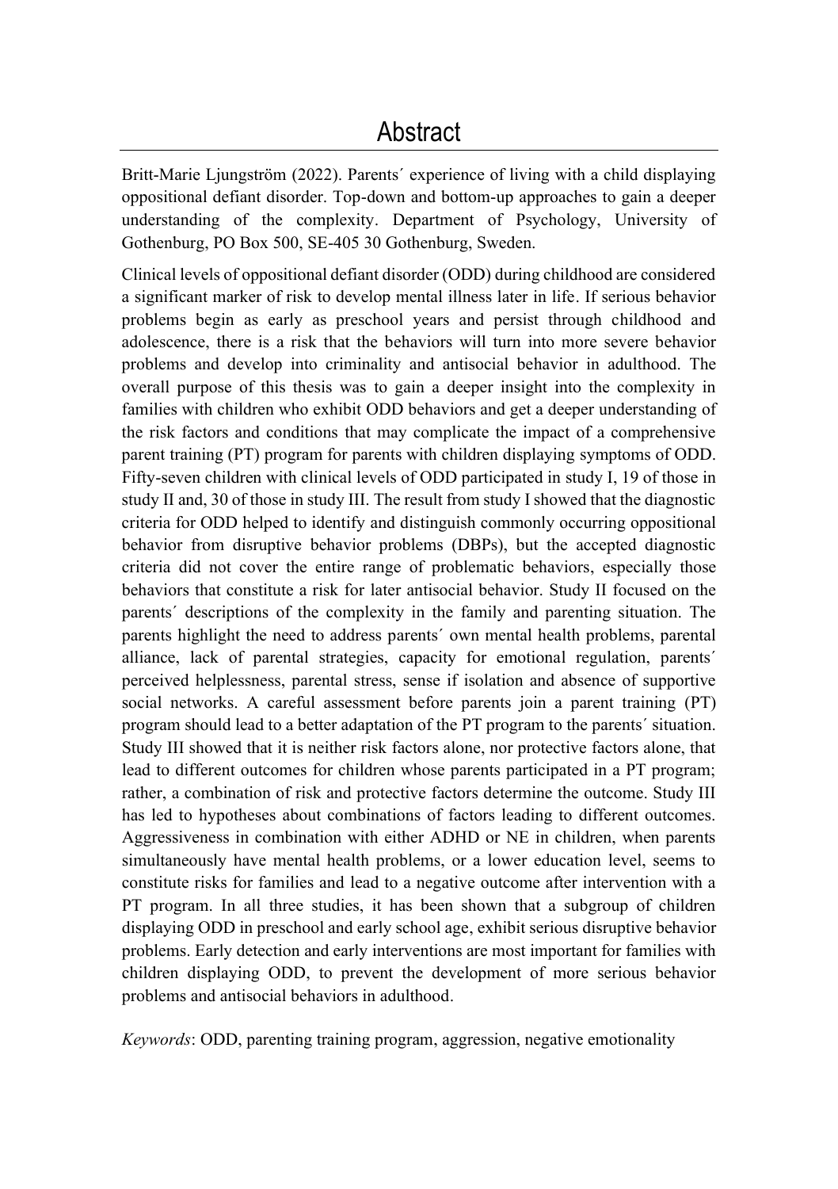# Abstract

Britt-Marie Ljungström (2022). Parents´ experience of living with a child displaying oppositional defiant disorder. Top-down and bottom-up approaches to gain a deeper understanding of the complexity. Department of Psychology, University of Gothenburg, PO Box 500, SE-405 30 Gothenburg, Sweden.

Clinical levels of oppositional defiant disorder (ODD) during childhood are considered a significant marker of risk to develop mental illness later in life. If serious behavior problems begin as early as preschool years and persist through childhood and adolescence, there is a risk that the behaviors will turn into more severe behavior problems and develop into criminality and antisocial behavior in adulthood. The overall purpose of this thesis was to gain a deeper insight into the complexity in families with children who exhibit ODD behaviors and get a deeper understanding of the risk factors and conditions that may complicate the impact of a comprehensive parent training (PT) program for parents with children displaying symptoms of ODD. Fifty-seven children with clinical levels of ODD participated in study I, 19 of those in study II and, 30 of those in study III. The result from study I showed that the diagnostic criteria for ODD helped to identify and distinguish commonly occurring oppositional behavior from disruptive behavior problems (DBPs), but the accepted diagnostic criteria did not cover the entire range of problematic behaviors, especially those behaviors that constitute a risk for later antisocial behavior. Study II focused on the parents´ descriptions of the complexity in the family and parenting situation. The parents highlight the need to address parents´ own mental health problems, parental alliance, lack of parental strategies, capacity for emotional regulation, parents´ perceived helplessness, parental stress, sense if isolation and absence of supportive social networks. A careful assessment before parents join a parent training (PT) program should lead to a better adaptation of the PT program to the parents´ situation. Study III showed that it is neither risk factors alone, nor protective factors alone, that lead to different outcomes for children whose parents participated in a PT program; rather, a combination of risk and protective factors determine the outcome. Study III has led to hypotheses about combinations of factors leading to different outcomes. Aggressiveness in combination with either ADHD or NE in children, when parents simultaneously have mental health problems, or a lower education level, seems to constitute risks for families and lead to a negative outcome after intervention with a PT program. In all three studies, it has been shown that a subgroup of children displaying ODD in preschool and early school age, exhibit serious disruptive behavior problems. Early detection and early interventions are most important for families with children displaying ODD, to prevent the development of more serious behavior problems and antisocial behaviors in adulthood.

*Keywords*: ODD, parenting training program, aggression, negative emotionality